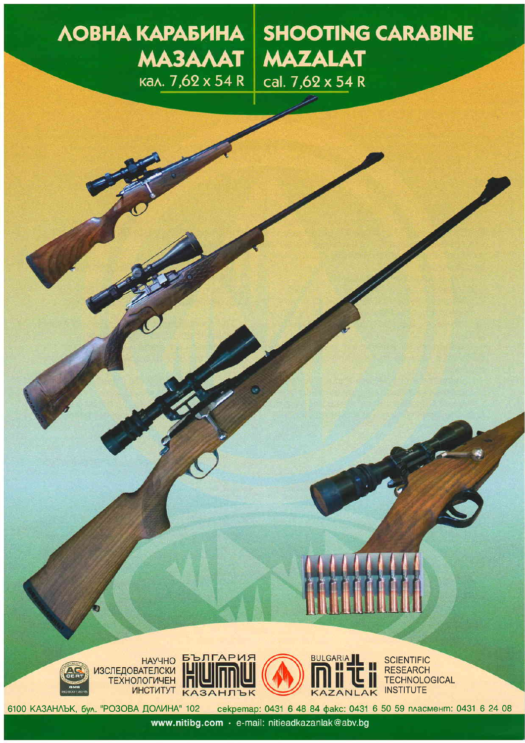# ЛОВНА КАРАБИНА МАЗАЛАТ
кал. 7,62 x 54 R

# SHOOTING CARABINE MAZALAT
cal. 7,62 x 54 R

НАУЧНО ИЗСЛЕДОВАТЕЛСКИ ТЕХНОЛОГИЧЕН ИНСТИТУТ

БЪЛГАРИЯ НИТИ КАЗАНЛЪК

BULGARIA NITI KAZANLAK

SCIENTIFIC RESEARCH TECHNOLOGICAL INSTITUTE

6100 КАЗАНЛЪК, бул. "РОЗОВА ДОЛИНА" 102 секретар: 0431 6 48 84 факс: 0431 6 50 59 пласмент: 0431 6 24 08

www.nitibg.com · e-mail: nitieadkazanlak@abv.bg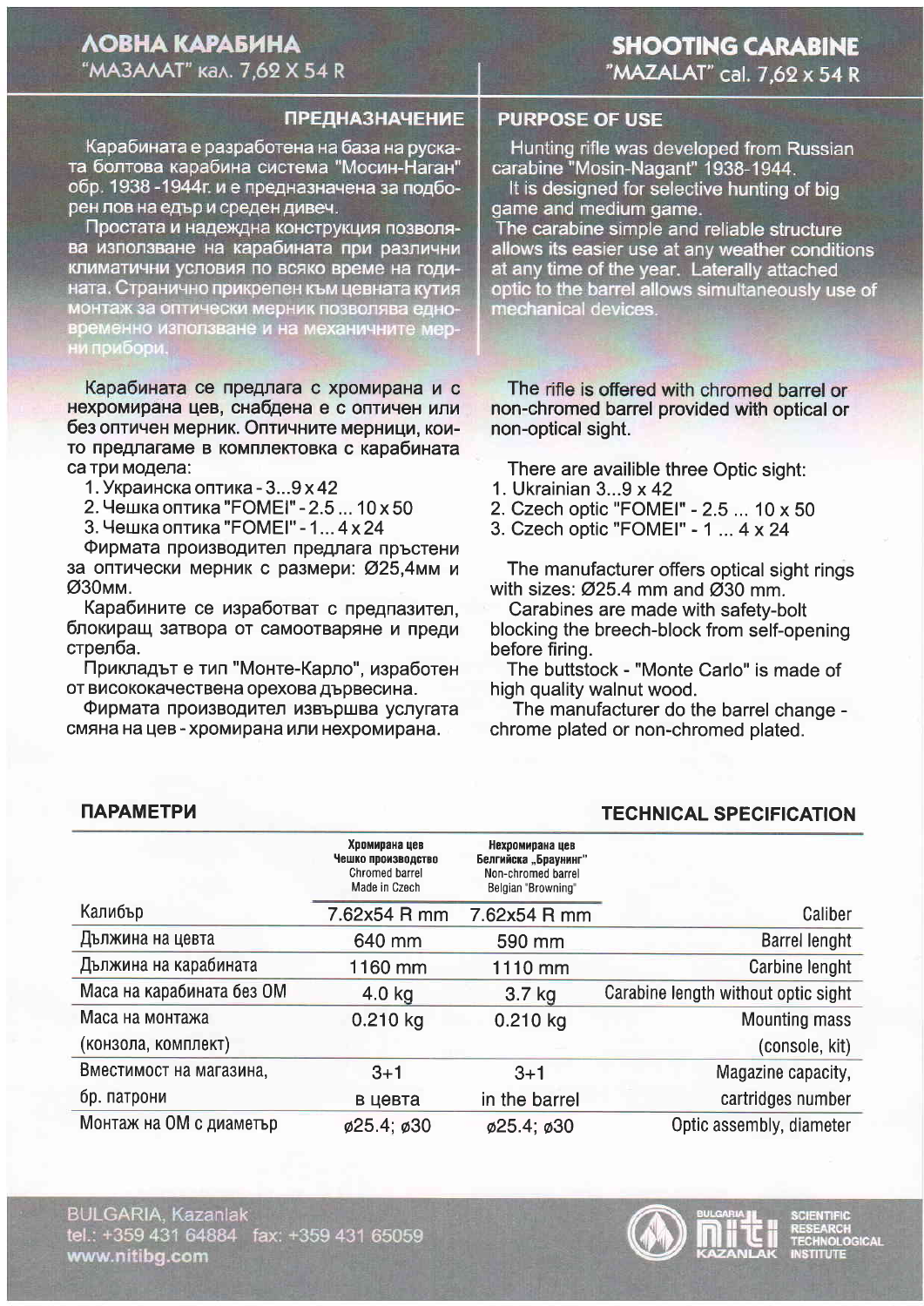# ЛОВНА КАРАБИНА
"МАЗАЛАТ" кал. 7,62 X 54 R

# SHOOTING CARABINE
"MAZALAT" cal. 7,62 x 54 R

## ПРЕДНАЗНАЧЕНИЕ

Карабината е разработена на база на руската болтова карабина система "Мосин-Наган" обр. 1938 -1944г. и е предназначена за подборен лов на едър и среден дивеч.

Простата и надеждна конструкция позволява използване на карабината при различни климатични условия по всяко време на годината. Странично прикрепен към цевната кутия монтаж за оптически мерник позволява едновременно използване и на механичните мерни прибори.

Карабината се предлага с хромирана и с нехромирана цев, снабдена е с оптичен или без оптичен мерник. Оптичните мерници, които предлагаме в комплектовка с карабината са три модела:

1. Украинска оптика - 3...9 x 42
2. Чешка оптика "FOMEI" - 2.5 ... 10 x 50
3. Чешка оптика "FOMEI" - 1... 4 x 24

Фирмата производител предлага пръстени за оптически мерник с размери: Ø25,4мм и Ø30мм.

Карабините се изработват с предпазител, блокиращ затвора от самоотваряне и преди стрелба.

Прикладът е тип "Монте-Карло", изработен от висококачествена орехова дървесина.

Фирмата производител извършва услугата смяна на цев - хромирана или нехромирана.

## PURPOSE OF USE

Hunting rifle was developed from Russian carabine "Mosin-Nagant" 1938-1944.

It is designed for selective hunting of big game and medium game.

The carabine simple and reliable structure allows its easier use at any weather conditions at any time of the year. Laterally attached optic to the barrel allows simultaneously use of mechanical devices.

The rifle is offered with chromed barrel or non-chromed barrel provided with optical or non-optical sight.

There are availible three Optic sight:

1. Ukrainian 3...9 x 42
2. Czech optic "FOMEI" - 2.5 ... 10 x 50
3. Czech optic "FOMEI" - 1 ... 4 x 24

The manufacturer offers optical sight rings with sizes: Ø25.4 mm and Ø30 mm.

Carabines are made with safety-bolt blocking the breech-block from self-opening before firing.

The buttstock - "Monte Carlo" is made of high quality walnut wood.

The manufacturer do the barrel change - chrome plated or non-chromed plated.

## ПАРАМЕТРИ / TECHNICAL SPECIFICATION

| | Хромирана цев Чешко производство Chromed barrel Made in Czech | Нехромирана цев Белгийска „Браунинг" Non-chromed barrel Belgian "Browning" | |
|---|---|---|---|
| Калибър | 7.62x54 R mm | 7.62x54 R mm | Caliber |
| Дължина на цевта | 640 mm | 590 mm | Barrel lenght |
| Дължина на карабината | 1160 mm | 1110 mm | Carbine lenght |
| Маса на карабината без ОМ | 4.0 kg | 3.7 kg | Carabine length without optic sight |
| Маса на монтажа (конзола, комплект) | 0.210 kg | 0.210 kg | Mounting mass (console, kit) |
| Вместимост на магазина, бр. патрони | 3+1 в цевта | 3+1 in the barrel | Magazine capacity, cartridges number |
| Монтаж на ОМ с диаметър | ø25.4; ø30 | ø25.4; ø30 | Optic assembly, diameter |

BULGARIA, Kazanlak
tel.: +359 431 64884 fax: +359 431 65059
www.nitibg.com

BULGARIA niti KAZANLAK SCIENTIFIC RESEARCH TECHNOLOGICAL INSTITUTE